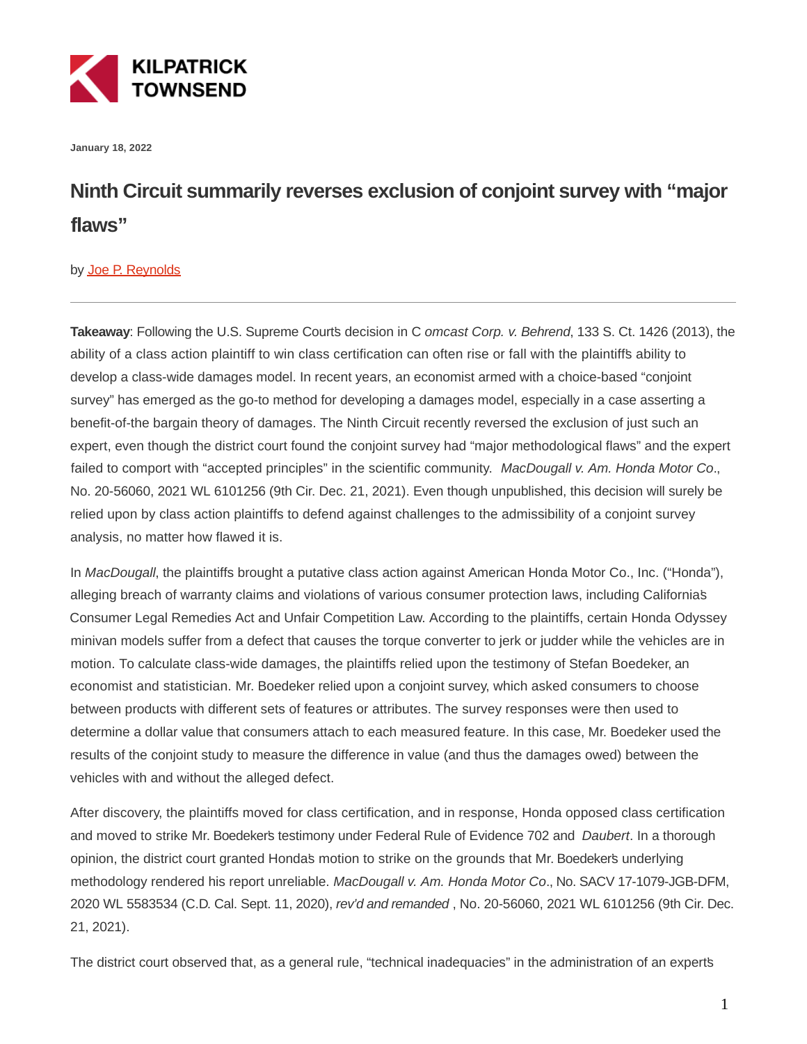KILPATRICK TOWNSEND

January 18, 2022

# Ninth Circuit summarily reverses exclusion of conjoint survey with "major flaws"

by Joe P. Reynolds

---

**Takeaway**: Following the U.S. Supreme Court's decision in *Comcast Corp. v. Behrend*, 133 S. Ct. 1426 (2013), the ability of a class action plaintiff to win class certification can often rise or fall with the plaintiff's ability to develop a class-wide damages model. In recent years, an economist armed with a choice-based "conjoint survey" has emerged as the go-to method for developing a damages model, especially in a case asserting a benefit-of-the bargain theory of damages. The Ninth Circuit recently reversed the exclusion of just such an expert, even though the district court found the conjoint survey had "major methodological flaws" and the expert failed to comport with "accepted principles" in the scientific community. *MacDougall v. Am. Honda Motor Co*., No. 20-56060, 2021 WL 6101256 (9th Cir. Dec. 21, 2021). Even though unpublished, this decision will surely be relied upon by class action plaintiffs to defend against challenges to the admissibility of a conjoint survey analysis, no matter how flawed it is.

In *MacDougall*, the plaintiffs brought a putative class action against American Honda Motor Co., Inc. ("Honda"), alleging breach of warranty claims and violations of various consumer protection laws, including California's Consumer Legal Remedies Act and Unfair Competition Law. According to the plaintiffs, certain Honda Odyssey minivan models suffer from a defect that causes the torque converter to jerk or judder while the vehicles are in motion. To calculate class-wide damages, the plaintiffs relied upon the testimony of Stefan Boedeker, an economist and statistician. Mr. Boedeker relied upon a conjoint survey, which asked consumers to choose between products with different sets of features or attributes. The survey responses were then used to determine a dollar value that consumers attach to each measured feature. In this case, Mr. Boedeker used the results of the conjoint study to measure the difference in value (and thus the damages owed) between the vehicles with and without the alleged defect.

After discovery, the plaintiffs moved for class certification, and in response, Honda opposed class certification and moved to strike Mr. Boedeker's testimony under Federal Rule of Evidence 702 and *Daubert*. In a thorough opinion, the district court granted Honda's motion to strike on the grounds that Mr. Boedeker's underlying methodology rendered his report unreliable. *MacDougall v. Am. Honda Motor Co*., No. SACV 17-1079-JGB-DFM, 2020 WL 5583534 (C.D. Cal. Sept. 11, 2020), *rev'd and remanded* , No. 20-56060, 2021 WL 6101256 (9th Cir. Dec. 21, 2021).

The district court observed that, as a general rule, "technical inadequacies" in the administration of an expert's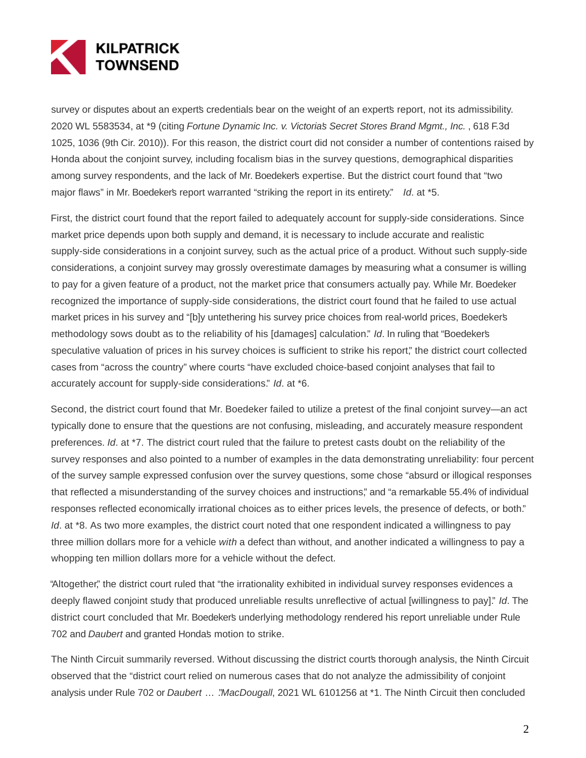survey or disputes about an expert's credentials bear on the weight of an expert's report, not its admissibility. 2020 WL 5583534, at *9 (citing *Fortune Dynamic Inc. v. Victoria's Secret Stores Brand Mgmt., Inc.*, 618 F.3d 1025, 1036 (9th Cir. 2010)). For this reason, the district court did not consider a number of contentions raised by Honda about the conjoint survey, including focalism bias in the survey questions, demographical disparities among survey respondents, and the lack of Mr. Boedeker's expertise. But the district court found that "two major flaws" in Mr. Boedeker's report warranted "striking the report in its entirety." *Id*. at *5.

First, the district court found that the report failed to adequately account for supply-side considerations. Since market price depends upon both supply and demand, it is necessary to include accurate and realistic supply-side considerations in a conjoint survey, such as the actual price of a product. Without such supply-side considerations, a conjoint survey may grossly overestimate damages by measuring what a consumer is willing to pay for a given feature of a product, not the market price that consumers actually pay. While Mr. Boedeker recognized the importance of supply-side considerations, the district court found that he failed to use actual market prices in his survey and "[b]y untethering his survey price choices from real-world prices, Boedeker's methodology sows doubt as to the reliability of his [damages] calculation." *Id*. In ruling that "Boedeker's speculative valuation of prices in his survey choices is sufficient to strike his report," the district court collected cases from "across the country" where courts "have excluded choice-based conjoint analyses that fail to accurately account for supply-side considerations." *Id*. at *6.

Second, the district court found that Mr. Boedeker failed to utilize a pretest of the final conjoint survey—an act typically done to ensure that the questions are not confusing, misleading, and accurately measure respondent preferences. *Id*. at *7. The district court ruled that the failure to pretest casts doubt on the reliability of the survey responses and also pointed to a number of examples in the data demonstrating unreliability: four percent of the survey sample expressed confusion over the survey questions, some chose "absurd or illogical responses that reflected a misunderstanding of the survey choices and instructions," and "a remarkable 55.4% of individual responses reflected economically irrational choices as to either prices levels, the presence of defects, or both." *Id*. at *8. As two more examples, the district court noted that one respondent indicated a willingness to pay three million dollars more for a vehicle *with* a defect than without, and another indicated a willingness to pay a whopping ten million dollars more for a vehicle without the defect.

"Altogether," the district court ruled that "the irrationality exhibited in individual survey responses evidences a deeply flawed conjoint study that produced unreliable results unreflective of actual [willingness to pay]." *Id*. The district court concluded that Mr. Boedeker's underlying methodology rendered his report unreliable under Rule 702 and *Daubert* and granted Honda's motion to strike.

The Ninth Circuit summarily reversed. Without discussing the district court's thorough analysis, the Ninth Circuit observed that the "district court relied on numerous cases that do not analyze the admissibility of conjoint analysis under Rule 702 or *Daubert* … ." *MacDougall*, 2021 WL 6101256 at *1. The Ninth Circuit then concluded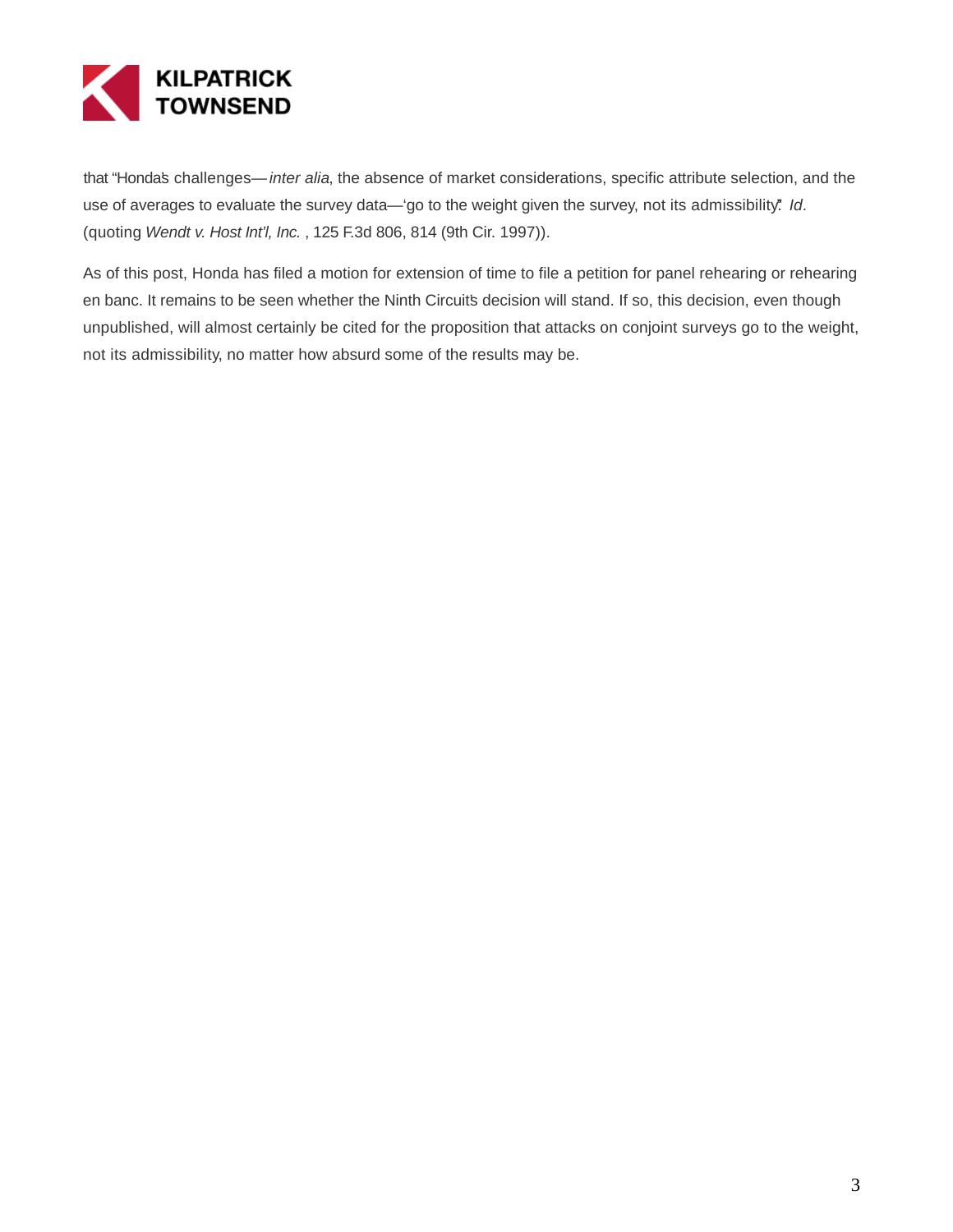that "Honda's challenges—*inter alia*, the absence of market considerations, specific attribute selection, and the use of averages to evaluate the survey data—'go to the weight given the survey, not its admissibility.' *Id*. (quoting *Wendt v. Host Int'l, Inc.* , 125 F.3d 806, 814 (9th Cir. 1997)).

As of this post, Honda has filed a motion for extension of time to file a petition for panel rehearing or rehearing en banc. It remains to be seen whether the Ninth Circuit's decision will stand. If so, this decision, even though unpublished, will almost certainly be cited for the proposition that attacks on conjoint surveys go to the weight, not its admissibility, no matter how absurd some of the results may be.